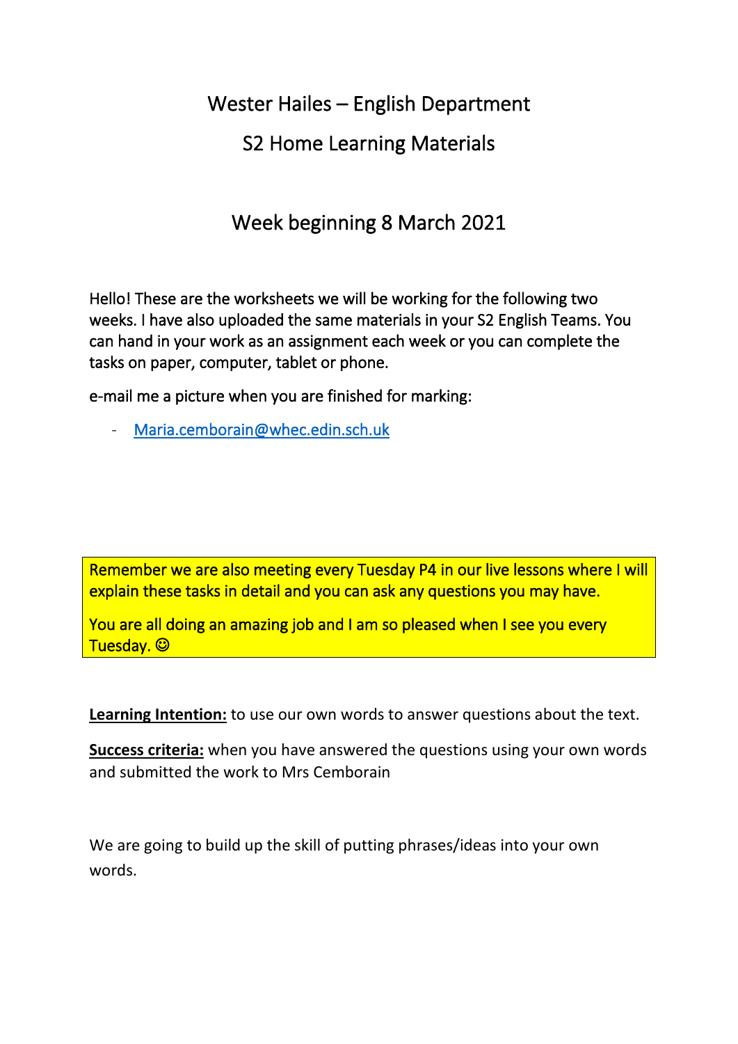# Wester Hailes – English Department

## S2 Home Learning Materials

## Week beginning 8 March 2021

Hello! These are the worksheets we will be working for the following two weeks. I have also uploaded the same materials in your S2 English Teams. You can hand in your work as an assignment each week or you can complete the tasks on paper, computer, tablet or phone.

e-mail me a picture when you are finished for marking:

- Maria.cemborain@whec.edin.sch.uk

Remember we are also meeting every Tuesday P4 in our live lessons where I will explain these tasks in detail and you can ask any questions you may have.

You are all doing an amazing job and I am so pleased when I see you every Tuesday. ☺

**Learning Intention:** to use our own words to answer questions about the text.

**Success criteria:** when you have answered the questions using your own words and submitted the work to Mrs Cemborain

We are going to build up the skill of putting phrases/ideas into your own words.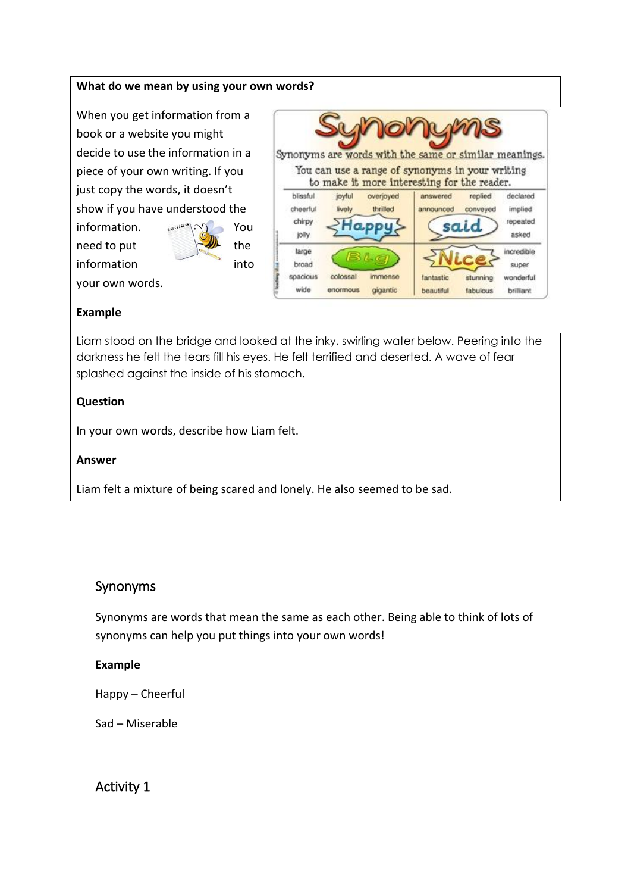**What do we mean by using your own words?**

When you get information from a book or a website you might decide to use the information in a piece of your own writing. If you just copy the words, it doesn't show if you have understood the information. You need to put the information into your own words.

**Example**

Liam stood on the bridge and looked at the inky, swirling water below. Peering into the darkness he felt the tears fill his eyes. He felt terrified and deserted. A wave of fear splashed against the inside of his stomach.

**Question**

In your own words, describe how Liam felt.

**Answer**

Liam felt a mixture of being scared and lonely. He also seemed to be sad.

## Synonyms

Synonyms are words that mean the same as each other. Being able to think of lots of synonyms can help you put things into your own words!

**Example**

Happy – Cheerful

Sad – Miserable

## Activity 1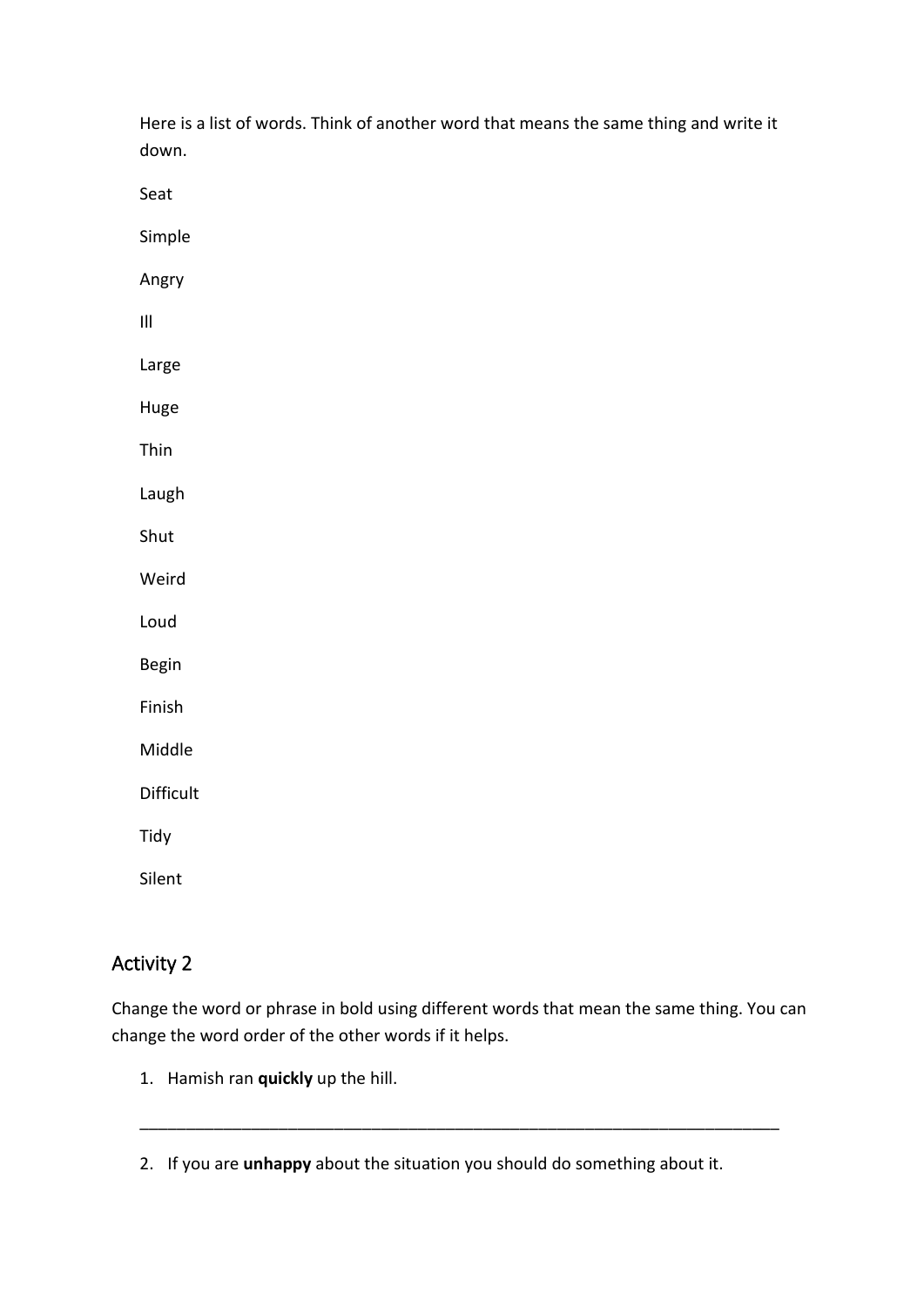Here is a list of words. Think of another word that means the same thing and write it down.

Seat

Simple

Angry

Ill

Large

Huge

Thin

Laugh

Shut

Weird

Loud

Begin

Finish

Middle

Difficult

Tidy

Silent

## Activity 2

Change the word or phrase in bold using different words that mean the same thing. You can change the word order of the other words if it helps.

1. Hamish ran **quickly** up the hill.

_______________________________________________________________________

2. If you are **unhappy** about the situation you should do something about it.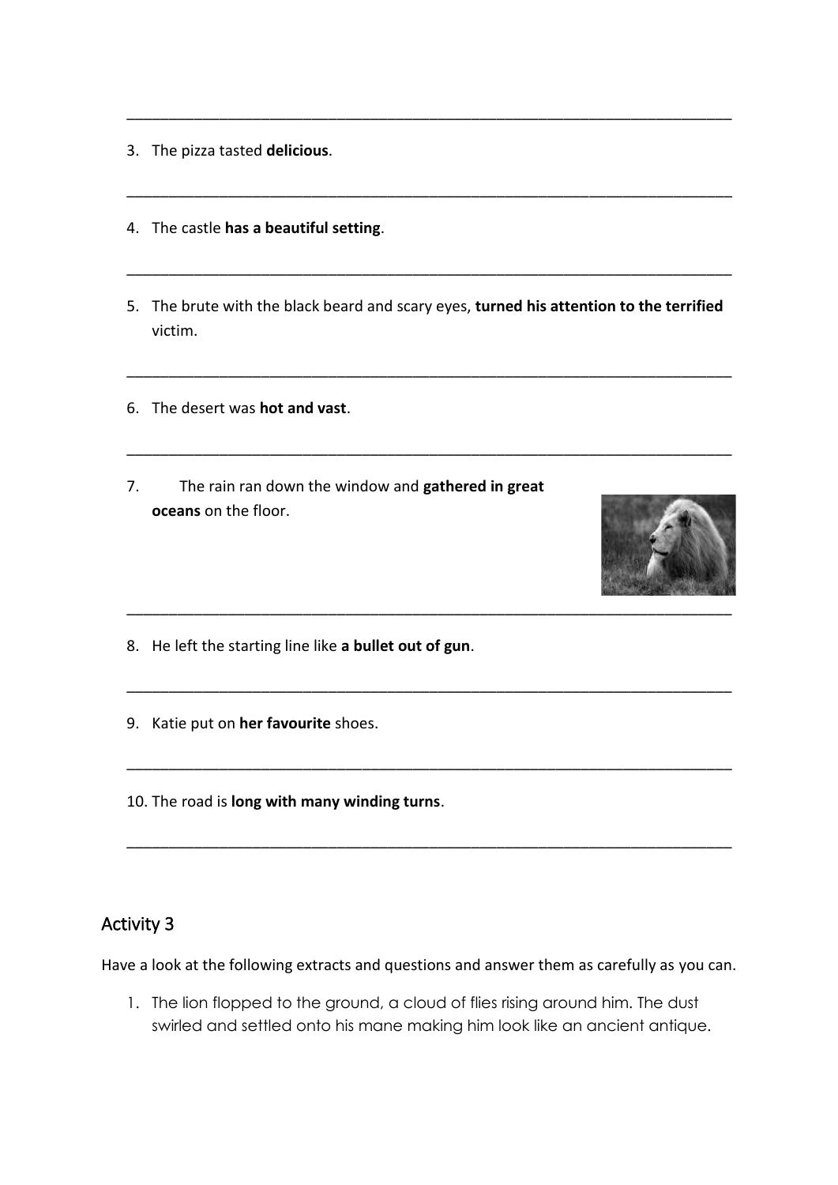______________________________________________________________________________

3. The pizza tasted **delicious**.

______________________________________________________________________________

4. The castle **has a beautiful setting**.

______________________________________________________________________________

5. The brute with the black beard and scary eyes, **turned his attention to the terrified** victim.

______________________________________________________________________________

6. The desert was **hot and vast**.

______________________________________________________________________________

7. The rain ran down the window and **gathered in great oceans** on the floor.

______________________________________________________________________________

8. He left the starting line like **a bullet out of gun**.

______________________________________________________________________________

9. Katie put on **her favourite** shoes.

______________________________________________________________________________

10. The road is **long with many winding turns**.

______________________________________________________________________________

## Activity 3

Have a look at the following extracts and questions and answer them as carefully as you can.

1. The lion flopped to the ground, a cloud of flies rising around him. The dust swirled and settled onto his mane making him look like an ancient antique.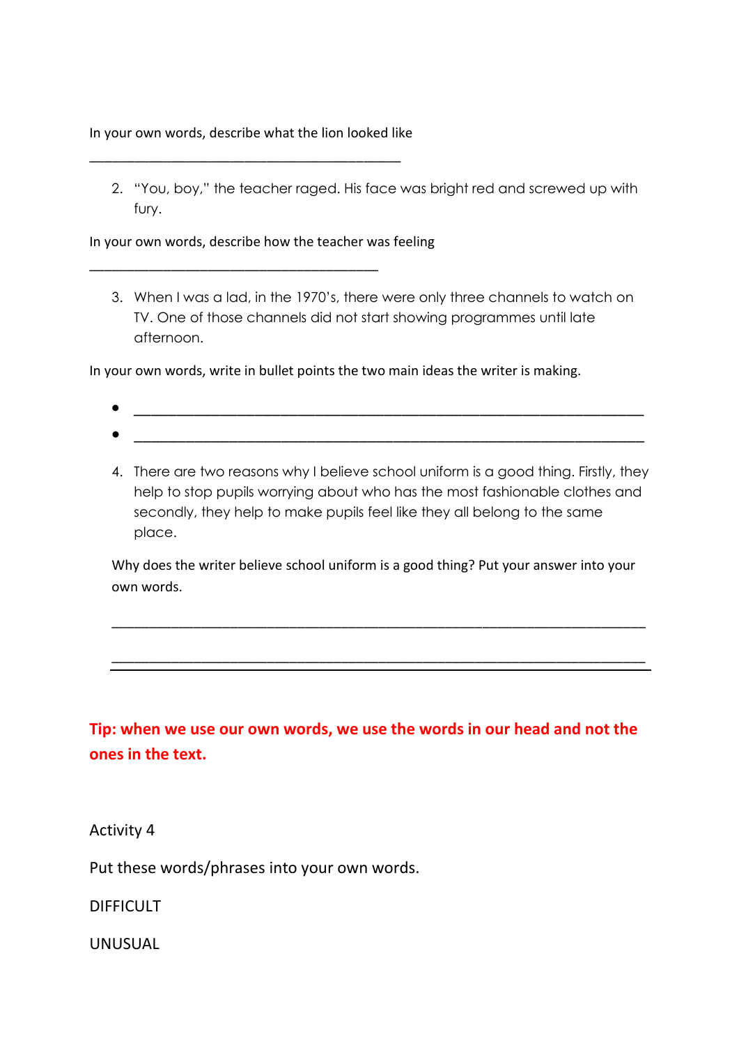In your own words, describe what the lion looked like

\_\_\_\_\_\_\_\_\_\_\_\_\_\_\_\_\_\_\_\_\_\_\_\_\_\_\_\_\_\_\_\_\_\_\_\_\_\_\_\_\_\_

2. "You, boy," the teacher raged. His face was bright red and screwed up with fury.

In your own words, describe how the teacher was feeling

\_\_\_\_\_\_\_\_\_\_\_\_\_\_\_\_\_\_\_\_\_\_\_\_\_\_\_\_\_\_\_\_\_\_\_\_\_\_\_

3. When I was a lad, in the 1970's, there were only three channels to watch on TV. One of those channels did not start showing programmes until late afternoon.

In your own words, write in bullet points the two main ideas the writer is making.

- \_\_\_\_\_\_\_\_\_\_\_\_\_\_\_\_\_\_\_\_\_\_\_\_\_\_\_\_\_\_\_\_\_\_\_\_\_\_\_\_\_\_\_\_\_\_\_\_\_\_\_\_\_\_\_\_\_\_\_\_\_\_
- \_\_\_\_\_\_\_\_\_\_\_\_\_\_\_\_\_\_\_\_\_\_\_\_\_\_\_\_\_\_\_\_\_\_\_\_\_\_\_\_\_\_\_\_\_\_\_\_\_\_\_\_\_\_\_\_\_\_\_\_\_\_

4. There are two reasons why I believe school uniform is a good thing. Firstly, they help to stop pupils worrying about who has the most fashionable clothes and secondly, they help to make pupils feel like they all belong to the same place.

Why does the writer believe school uniform is a good thing? Put your answer into your own words.

\_\_\_\_\_\_\_\_\_\_\_\_\_\_\_\_\_\_\_\_\_\_\_\_\_\_\_\_\_\_\_\_\_\_\_\_\_\_\_\_\_\_\_\_\_\_\_\_\_\_\_\_\_\_\_\_\_\_\_\_\_\_\_\_\_\_\_\_

\_\_\_\_\_\_\_\_\_\_\_\_\_\_\_\_\_\_\_\_\_\_\_\_\_\_\_\_\_\_\_\_\_\_\_\_\_\_\_\_\_\_\_\_\_\_\_\_\_\_\_\_\_\_\_\_\_\_\_\_\_\_\_\_\_\_\_\_

**Tip: when we use our own words, we use the words in our head and not the ones in the text.**

Activity 4

Put these words/phrases into your own words.

DIFFICULT

UNUSUAL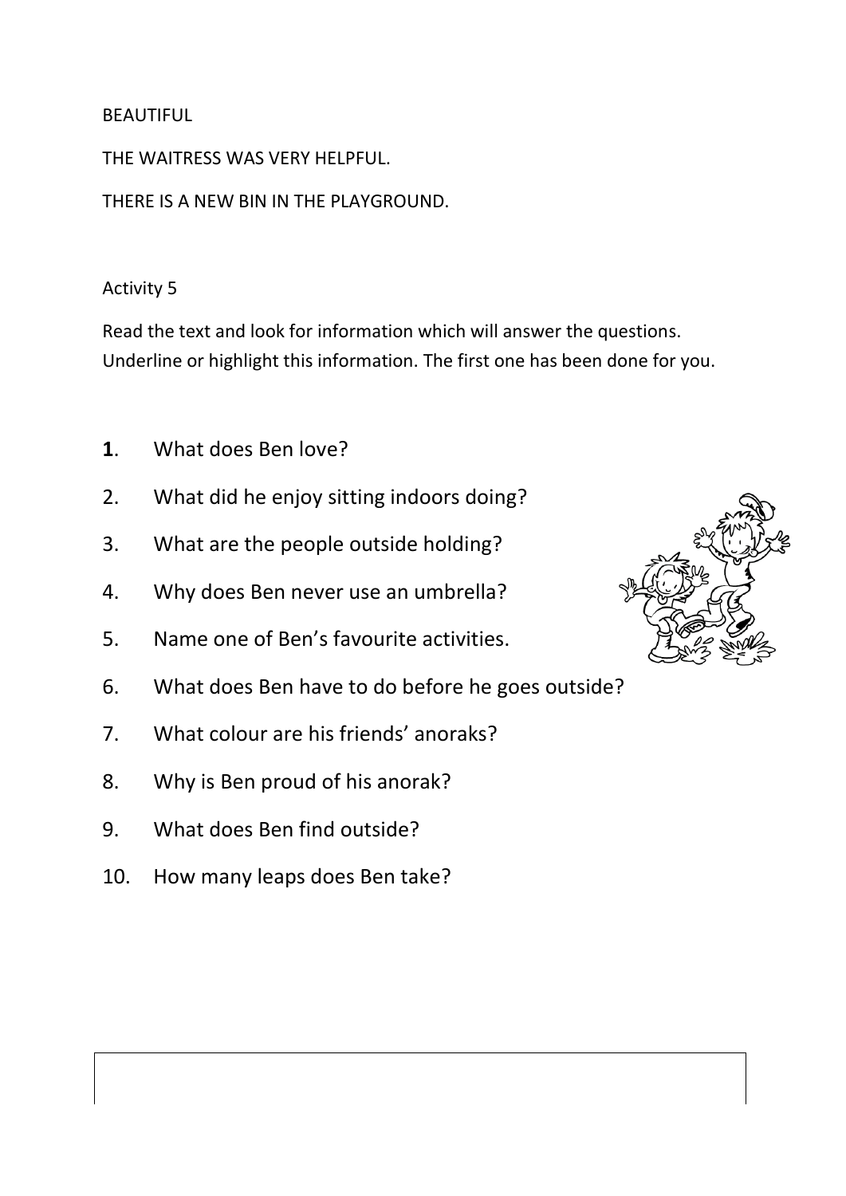BEAUTIFUL

THE WAITRESS WAS VERY HELPFUL.

THERE IS A NEW BIN IN THE PLAYGROUND.

Activity 5

Read the text and look for information which will answer the questions. Underline or highlight this information. The first one has been done for you.

**1**. What does Ben love?

2. What did he enjoy sitting indoors doing?

3. What are the people outside holding?

4. Why does Ben never use an umbrella?

5. Name one of Ben's favourite activities.

6. What does Ben have to do before he goes outside?

7. What colour are his friends' anoraks?

8. Why is Ben proud of his anorak?

9. What does Ben find outside?

10. How many leaps does Ben take?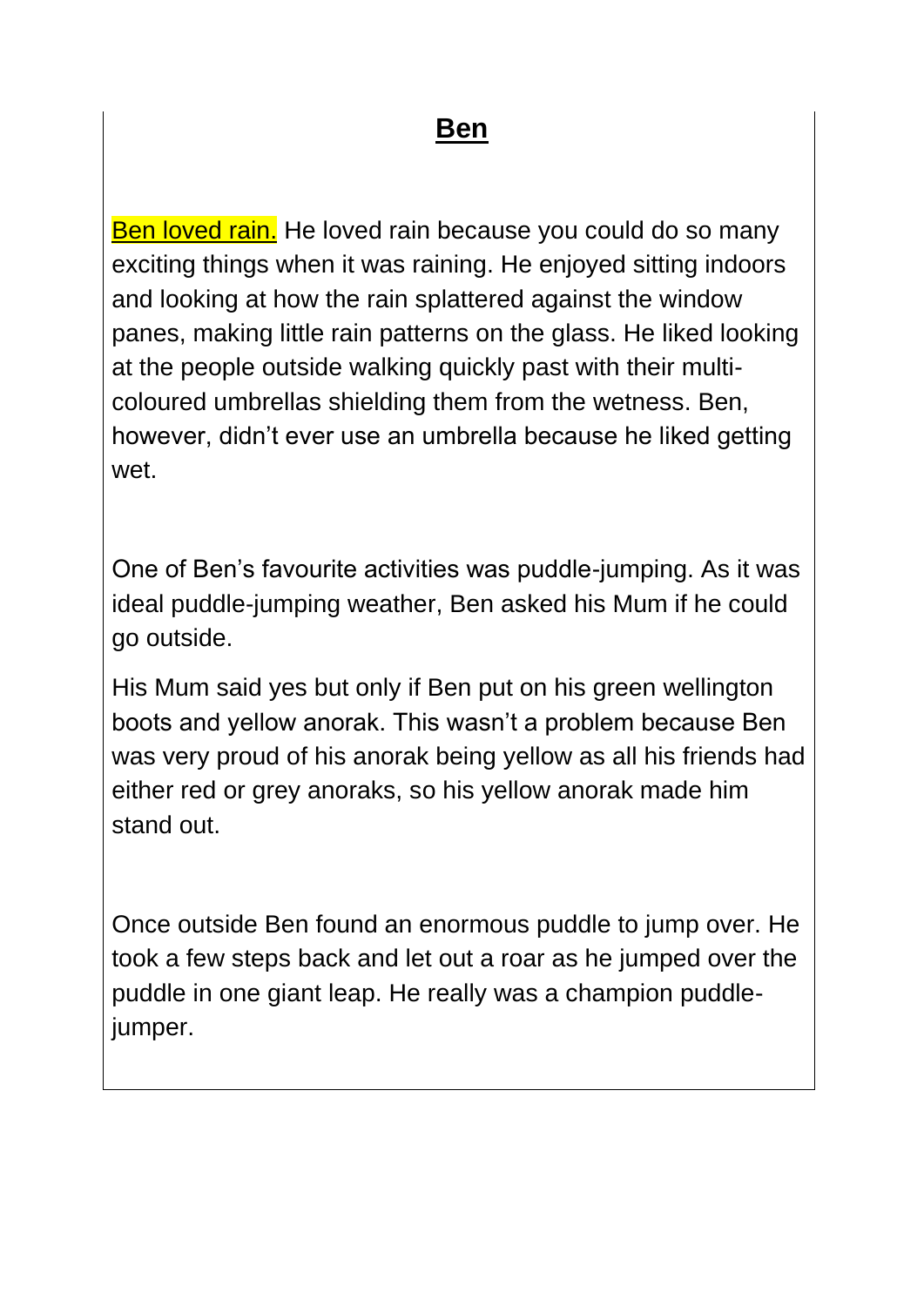# Ben

Ben loved rain. He loved rain because you could do so many exciting things when it was raining. He enjoyed sitting indoors and looking at how the rain splattered against the window panes, making little rain patterns on the glass. He liked looking at the people outside walking quickly past with their multi-coloured umbrellas shielding them from the wetness. Ben, however, didn't ever use an umbrella because he liked getting wet.

One of Ben's favourite activities was puddle-jumping. As it was ideal puddle-jumping weather, Ben asked his Mum if he could go outside.

His Mum said yes but only if Ben put on his green wellington boots and yellow anorak. This wasn't a problem because Ben was very proud of his anorak being yellow as all his friends had either red or grey anoraks, so his yellow anorak made him stand out.

Once outside Ben found an enormous puddle to jump over. He took a few steps back and let out a roar as he jumped over the puddle in one giant leap. He really was a champion puddle-jumper.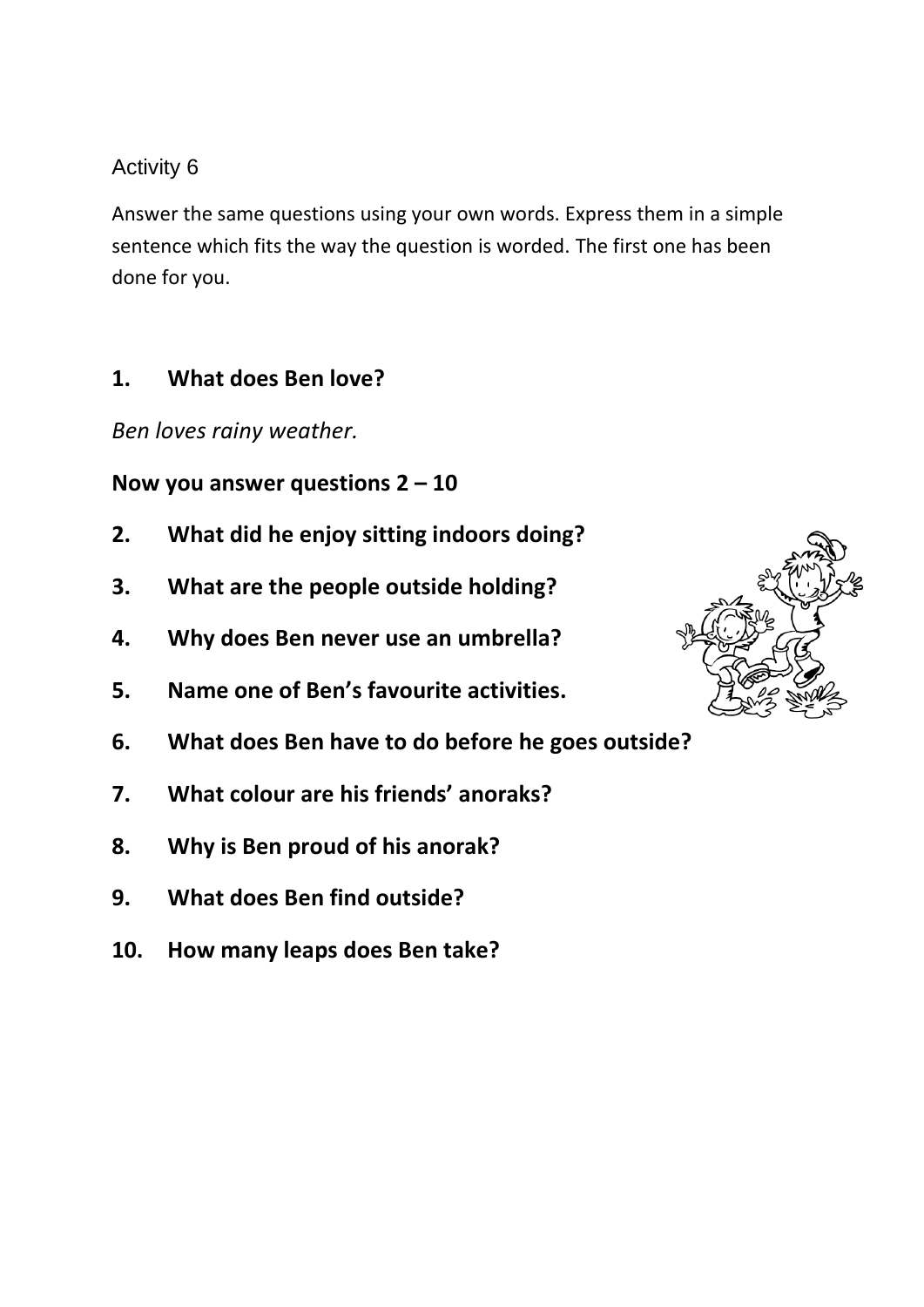Activity 6

Answer the same questions using your own words. Express them in a simple sentence which fits the way the question is worded. The first one has been done for you.

**1. What does Ben love?**

*Ben loves rainy weather.*

**Now you answer questions 2 – 10**

**2. What did he enjoy sitting indoors doing?**

**3. What are the people outside holding?**

**4. Why does Ben never use an umbrella?**

**5. Name one of Ben's favourite activities.**

**6. What does Ben have to do before he goes outside?**

**7. What colour are his friends' anoraks?**

**8. Why is Ben proud of his anorak?**

**9. What does Ben find outside?**

**10. How many leaps does Ben take?**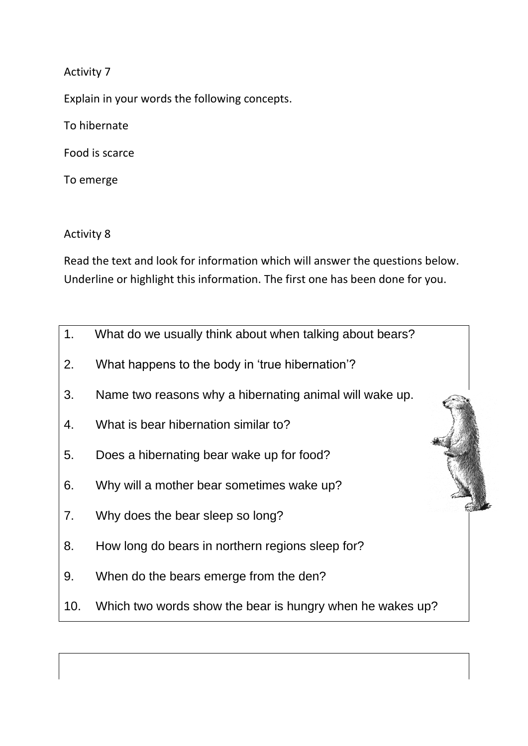Activity 7

Explain in your words the following concepts.

To hibernate

Food is scarce

To emerge

Activity 8

Read the text and look for information which will answer the questions below. Underline or highlight this information. The first one has been done for you.

1. What do we usually think about when talking about bears?
2. What happens to the body in 'true hibernation'?
3. Name two reasons why a hibernating animal will wake up.
4. What is bear hibernation similar to?
5. Does a hibernating bear wake up for food?
6. Why will a mother bear sometimes wake up?
7. Why does the bear sleep so long?
8. How long do bears in northern regions sleep for?
9. When do the bears emerge from the den?
10. Which two words show the bear is hungry when he wakes up?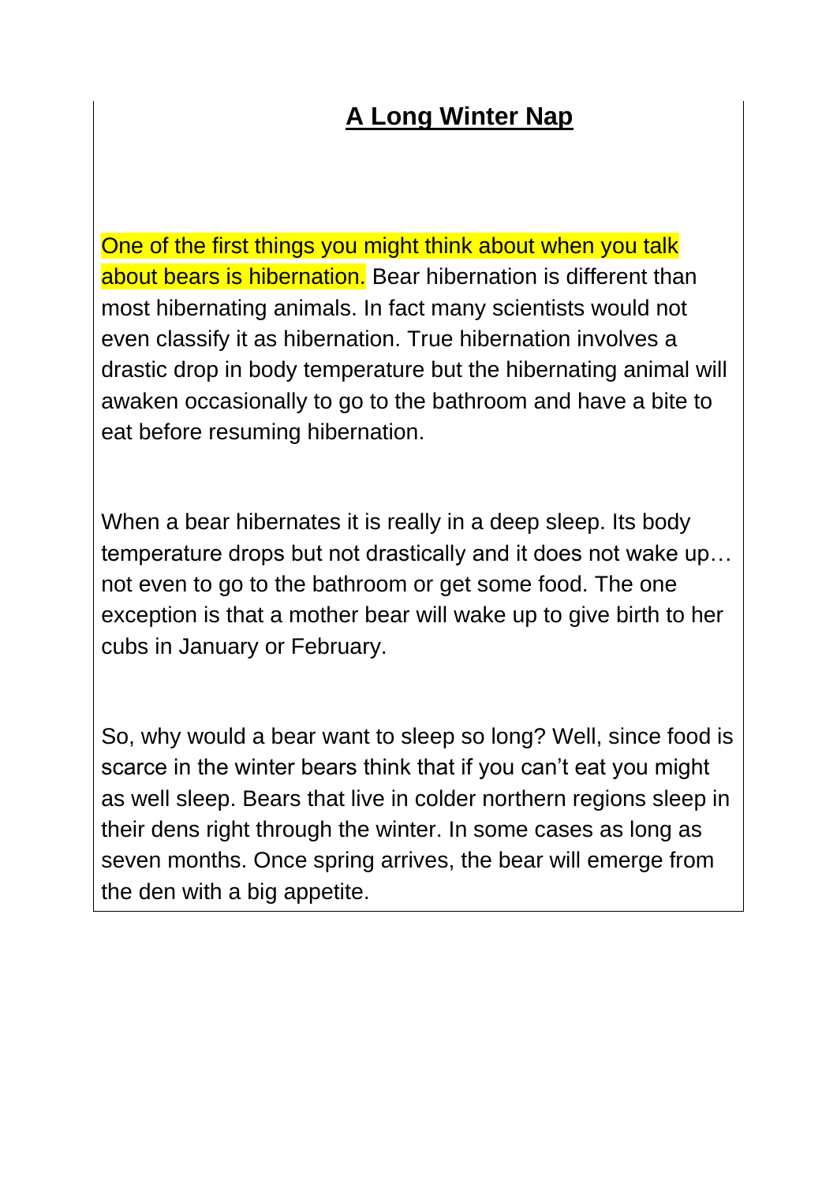# A Long Winter Nap

One of the first things you might think about when you talk about bears is hibernation. Bear hibernation is different than most hibernating animals. In fact many scientists would not even classify it as hibernation. True hibernation involves a drastic drop in body temperature but the hibernating animal will awaken occasionally to go to the bathroom and have a bite to eat before resuming hibernation.

When a bear hibernates it is really in a deep sleep. Its body temperature drops but not drastically and it does not wake up… not even to go to the bathroom or get some food. The one exception is that a mother bear will wake up to give birth to her cubs in January or February.

So, why would a bear want to sleep so long? Well, since food is scarce in the winter bears think that if you can't eat you might as well sleep. Bears that live in colder northern regions sleep in their dens right through the winter. In some cases as long as seven months. Once spring arrives, the bear will emerge from the den with a big appetite.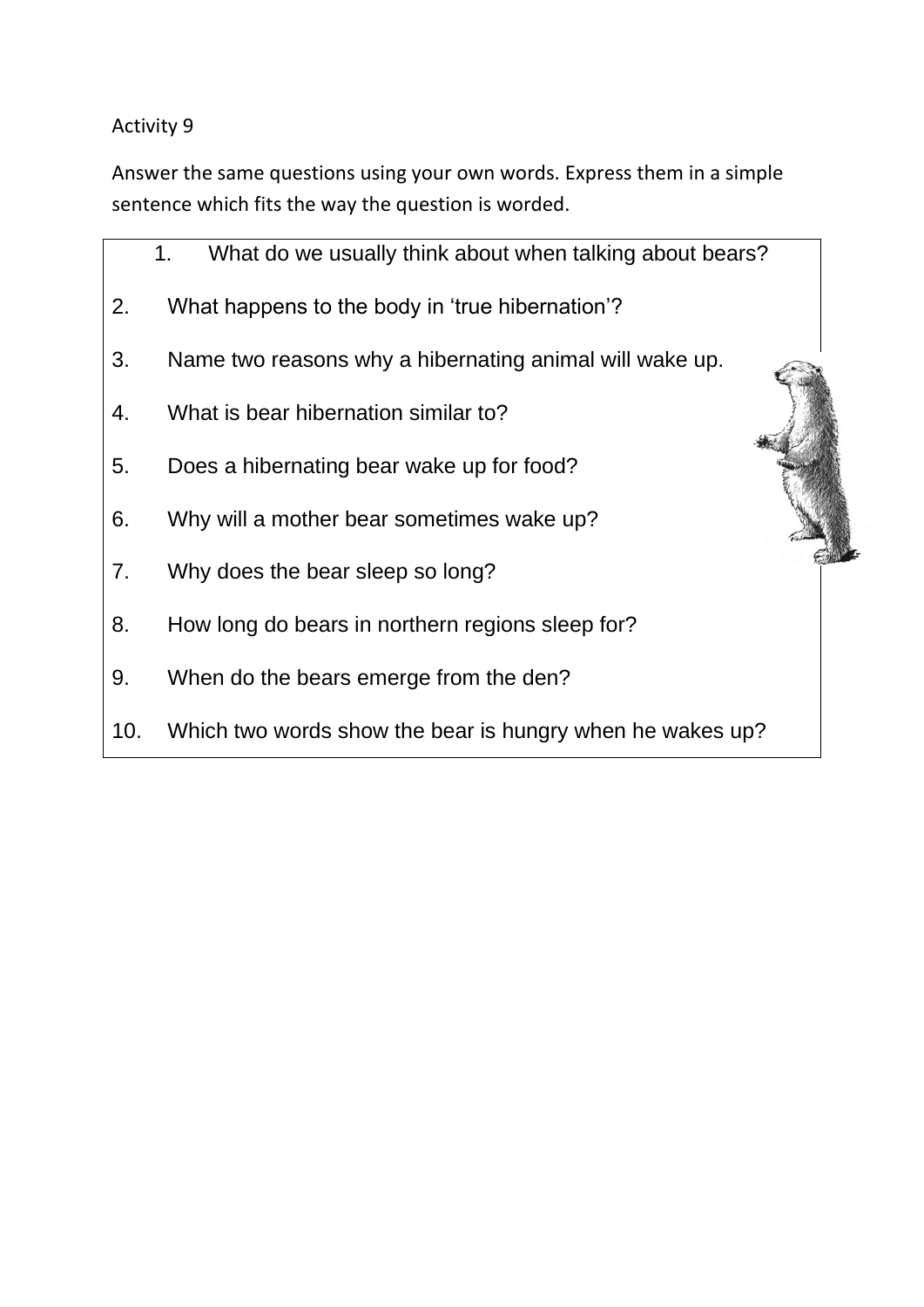Activity 9

Answer the same questions using your own words. Express them in a simple sentence which fits the way the question is worded.

1. What do we usually think about when talking about bears?
2. What happens to the body in 'true hibernation'?
3. Name two reasons why a hibernating animal will wake up.
4. What is bear hibernation similar to?
5. Does a hibernating bear wake up for food?
6. Why will a mother bear sometimes wake up?
7. Why does the bear sleep so long?
8. How long do bears in northern regions sleep for?
9. When do the bears emerge from the den?
10. Which two words show the bear is hungry when he wakes up?